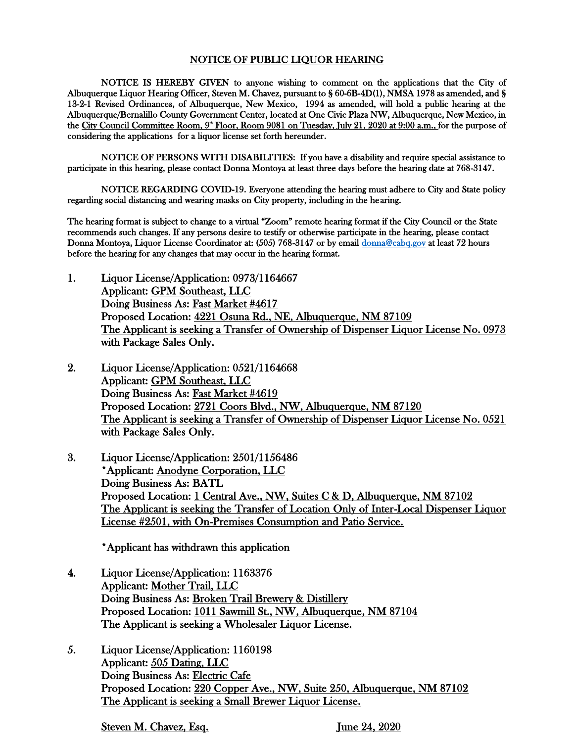# NOTICE OF PUBLIC LIQUOR HEARING

**NOTICE IS HEREBY GIVEN** to anyone wishing to comment on the applications that the City of Albuquerque Liquor Hearing Officer, Steven M. Chavez, pursuant to § 60-6B-4D(1), NMSA 1978 as amended, and § 13-2-1 Revised Ordinances, of Albuquerque, New Mexico, 1994 as amended, will hold a public hearing at the Albuquerque/Bernalillo County Government Center, located at One Civic Plaza NW, Albuquerque, New Mexico, in the City Council Committee Room, 9th Floor, Room 9081 on Tuesday, July 21, 2020 at 9:00 a.m., for the purpose of considering the applications for a liquor license set forth hereunder.

**NOTICE OF PERSONS WITH DISABILITIES:** If you have a disability and require special assistance to participate in this hearing, please contact Donna Montoya at least three days before the hearing date at 768-3147.

**NOTICE REGARDING COVID-19.** Everyone attending the hearing must adhere to City and State policy regarding social distancing and wearing masks on City property, including in the hearing.

The hearing format is subject to change to a virtual "Zoom" remote hearing format if the City Council or the State recommends such changes. If any persons desire to testify or otherwise participate in the hearing, please contact Donna Montoya, Liquor License Coordinator at: (505) 768-3147 or by email donna@cabq.gov at least 72 hours before the hearing for any changes that may occur in the hearing format.

1. Liquor License/Application: 0973/1164667
   Applicant: GPM Southeast, LLC
   Doing Business As: Fast Market #4617
   Proposed Location: 4221 Osuna Rd., NE, Albuquerque, NM 87109
   The Applicant is seeking a Transfer of Ownership of Dispenser Liquor License No. 0973 with Package Sales Only.

2. Liquor License/Application: 0521/1164668
   Applicant: GPM Southeast, LLC
   Doing Business As: Fast Market #4619
   Proposed Location: 2721 Coors Blvd., NW, Albuquerque, NM 87120
   The Applicant is seeking a Transfer of Ownership of Dispenser Liquor License No. 0521 with Package Sales Only.

3. Liquor License/Application: 2501/1156486
   *Applicant: Anodyne Corporation, LLC
   Doing Business As: BATL
   Proposed Location: 1 Central Ave., NW, Suites C & D, Albuquerque, NM 87102
   The Applicant is seeking the Transfer of Location Only of Inter-Local Dispenser Liquor License #2501, with On-Premises Consumption and Patio Service.

   *Applicant has withdrawn this application

4. Liquor License/Application: 1163376
   Applicant: Mother Trail, LLC
   Doing Business As: Broken Trail Brewery & Distillery
   Proposed Location: 1011 Sawmill St., NW, Albuquerque, NM 87104
   The Applicant is seeking a Wholesaler Liquor License.

5. Liquor License/Application: 1160198
   Applicant: 505 Dating, LLC
   Doing Business As: Electric Cafe
   Proposed Location: 220 Copper Ave., NW, Suite 250, Albuquerque, NM 87102
   The Applicant is seeking a Small Brewer Liquor License.

Steven M. Chavez, Esq. June 24, 2020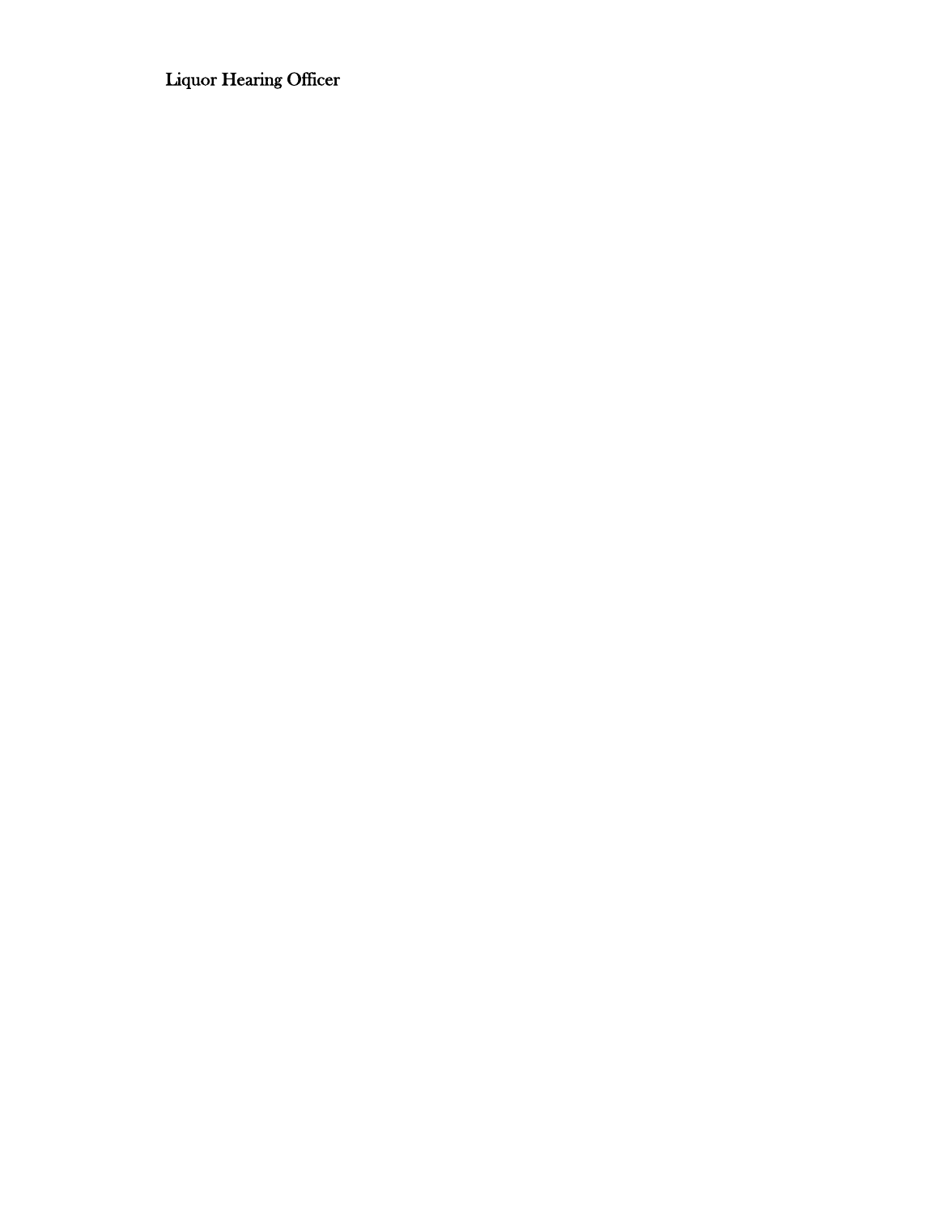Liquor Hearing Officer